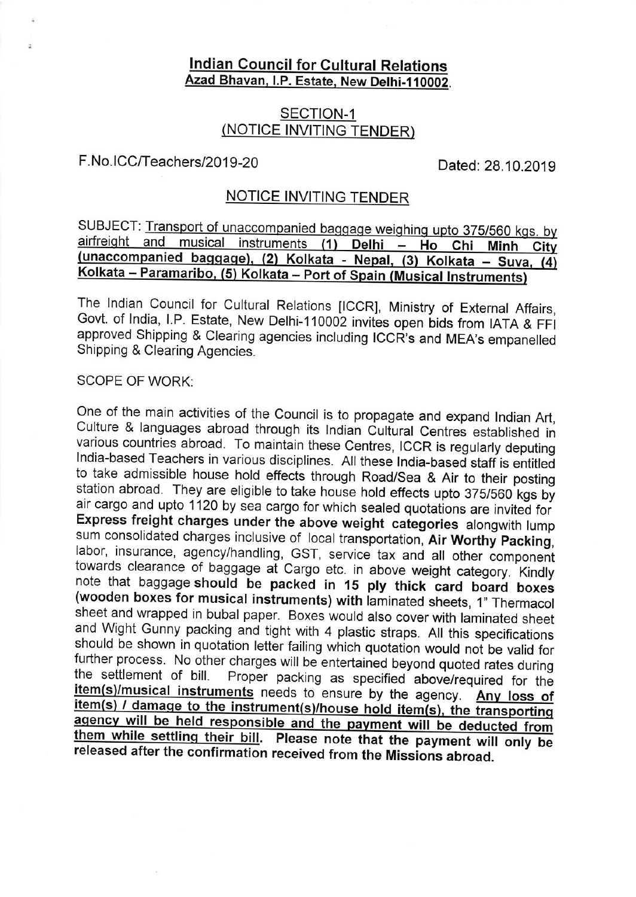## Indian Council for Cultural Relations
**Azad Bhavan, I.P. Estate, New Delhi-110002.**

### SECTION-1
### (NOTICE INVITING TENDER)

F.No.ICC/Teachers/2019-20 Dated: 28.10.2019

### NOTICE INVITING TENDER

SUBJECT: Transport of unaccompanied baggage weighing upto 375/560 kgs. by airfreight and musical instruments **(1) Delhi – Ho Chi Minh City (unaccompanied baggage), (2) Kolkata - Nepal, (3) Kolkata – Suva, (4) Kolkata – Paramaribo, (5) Kolkata – Port of Spain (Musical Instruments)**

The Indian Council for Cultural Relations [ICCR], Ministry of External Affairs, Govt. of India, I.P. Estate, New Delhi-110002 invites open bids from IATA & FFI approved Shipping & Clearing agencies including ICCR's and MEA's empanelled Shipping & Clearing Agencies.

SCOPE OF WORK:

One of the main activities of the Council is to propagate and expand Indian Art, Culture & languages abroad through its Indian Cultural Centres established in various countries abroad. To maintain these Centres, ICCR is regularly deputing India-based Teachers in various disciplines. All these India-based staff is entitled to take admissible house hold effects through Road/Sea & Air to their posting station abroad. They are eligible to take house hold effects upto 375/560 kgs by air cargo and upto 1120 by sea cargo for which sealed quotations are invited for **Express freight charges under the above weight categories** alongwith lump sum consolidated charges inclusive of local transportation, **Air Worthy Packing**, labor, insurance, agency/handling, GST, service tax and all other component towards clearance of baggage at Cargo etc. in above weight category. Kindly note that baggage **should be packed in 15 ply thick card board boxes (wooden boxes for musical instruments) with** laminated sheets, 1" Thermacol sheet and wrapped in bubal paper. Boxes would also cover with laminated sheet and Wight Gunny packing and tight with 4 plastic straps. All this specifications should be shown in quotation letter failing which quotation would not be valid for further process. No other charges will be entertained beyond quoted rates during the settlement of bill. Proper packing as specified above/required for the **item(s)/musical instruments** needs to ensure by the agency. **Any loss of item(s) / damage to the instrument(s)/house hold item(s), the transporting agency will be held responsible and the payment will be deducted from them while settling their bill. Please note that the payment will only be released after the confirmation received from the Missions abroad.**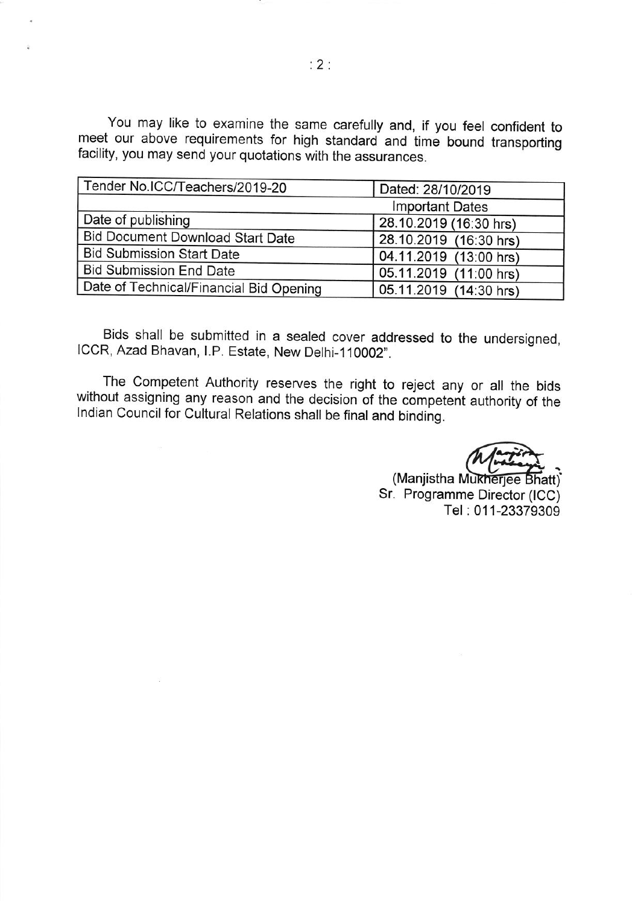You may like to examine the same carefully and, if you feel confident to meet our above requirements for high standard and time bound transporting facility, you may send your quotations with the assurances.

| | |
|---|---|
| Tender No.ICC/Teachers/2019-20 | Dated: 28/10/2019 |
| | Important Dates |
| Date of publishing | 28.10.2019 (16:30 hrs) |
| Bid Document Download Start Date | 28.10.2019 (16:30 hrs) |
| Bid Submission Start Date | 04.11.2019 (13:00 hrs) |
| Bid Submission End Date | 05.11.2019 (11:00 hrs) |
| Date of Technical/Financial Bid Opening | 05.11.2019 (14:30 hrs) |

Bids shall be submitted in a sealed cover addressed to the undersigned, ICCR, Azad Bhavan, I.P. Estate, New Delhi-110002".

The Competent Authority reserves the right to reject any or all the bids without assigning any reason and the decision of the competent authority of the Indian Council for Cultural Relations shall be final and binding.

(Manjistha Mukherjee Bhatt)
Sr. Programme Director (ICC)
Tel : 011-23379309